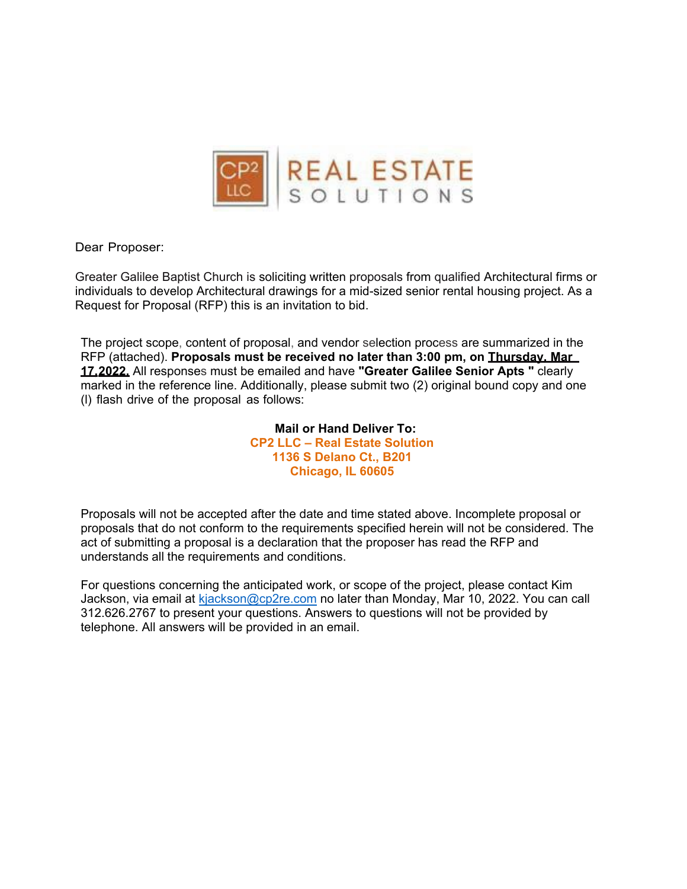CP2 LLC REAL ESTATE SOLUTIONS

Dear Proposer:

Greater Galilee Baptist Church is soliciting written proposals from qualified Architectural firms or individuals to develop Architectural drawings for a mid-sized senior rental housing project. As a Request for Proposal (RFP) this is an invitation to bid.

The project scope, content of proposal, and vendor selection process are summarized in the RFP (attached). **Proposals must be received no later than 3:00 pm, on Thursday, Mar 17,2022.** All responses must be emailed and have **"Greater Galilee Senior Apts "** clearly marked in the reference line. Additionally, please submit two (2) original bound copy and one (l) flash drive of the proposal as follows:

**Mail or Hand Deliver To:**
**CP2 LLC – Real Estate Solution**
**1136 S Delano Ct., B201**
**Chicago, IL 60605**

Proposals will not be accepted after the date and time stated above. Incomplete proposal or proposals that do not conform to the requirements specified herein will not be considered. The act of submitting a proposal is a declaration that the proposer has read the RFP and understands all the requirements and conditions.

For questions concerning the anticipated work, or scope of the project, please contact Kim Jackson, via email at kjackson@cp2re.com no later than Monday, Mar 10, 2022. You can call 312.626.2767 to present your questions. Answers to questions will not be provided by telephone. All answers will be provided in an email.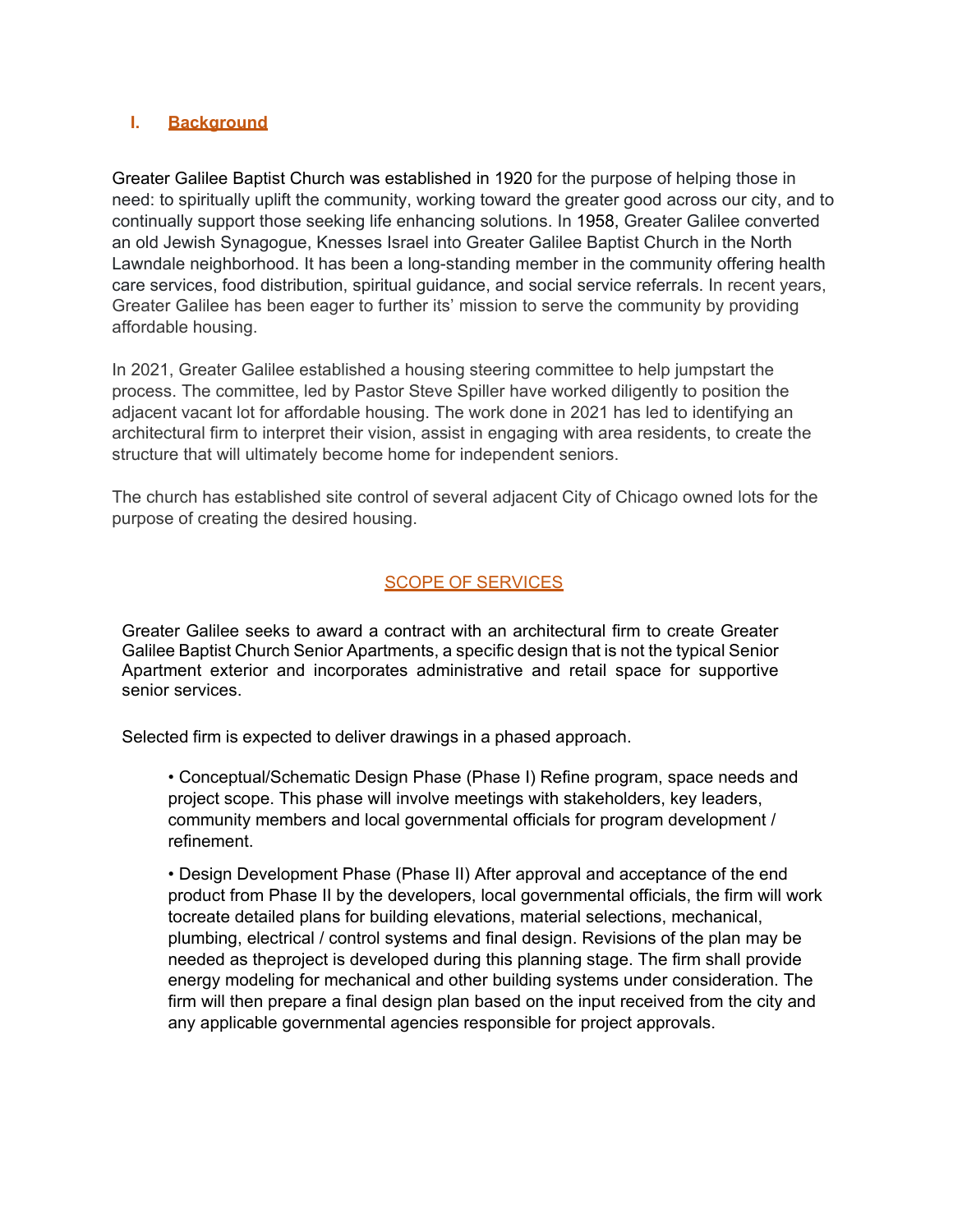## I. Background

Greater Galilee Baptist Church was established in 1920 for the purpose of helping those in need: to spiritually uplift the community, working toward the greater good across our city, and to continually support those seeking life enhancing solutions. In 1958, Greater Galilee converted an old Jewish Synagogue, Knesses Israel into Greater Galilee Baptist Church in the North Lawndale neighborhood. It has been a long-standing member in the community offering health care services, food distribution, spiritual guidance, and social service referrals. In recent years, Greater Galilee has been eager to further its' mission to serve the community by providing affordable housing.

In 2021, Greater Galilee established a housing steering committee to help jumpstart the process. The committee, led by Pastor Steve Spiller have worked diligently to position the adjacent vacant lot for affordable housing. The work done in 2021 has led to identifying an architectural firm to interpret their vision, assist in engaging with area residents, to create the structure that will ultimately become home for independent seniors.

The church has established site control of several adjacent City of Chicago owned lots for the purpose of creating the desired housing.

## SCOPE OF SERVICES

Greater Galilee seeks to award a contract with an architectural firm to create Greater Galilee Baptist Church Senior Apartments, a specific design that is not the typical Senior Apartment exterior and incorporates administrative and retail space for supportive senior services.

Selected firm is expected to deliver drawings in a phased approach.

- Conceptual/Schematic Design Phase (Phase I) Refine program, space needs and project scope. This phase will involve meetings with stakeholders, key leaders, community members and local governmental officials for program development / refinement.

- Design Development Phase (Phase II) After approval and acceptance of the end product from Phase II by the developers, local governmental officials, the firm will work tocreate detailed plans for building elevations, material selections, mechanical, plumbing, electrical / control systems and final design. Revisions of the plan may be needed as theproject is developed during this planning stage. The firm shall provide energy modeling for mechanical and other building systems under consideration. The firm will then prepare a final design plan based on the input received from the city and any applicable governmental agencies responsible for project approvals.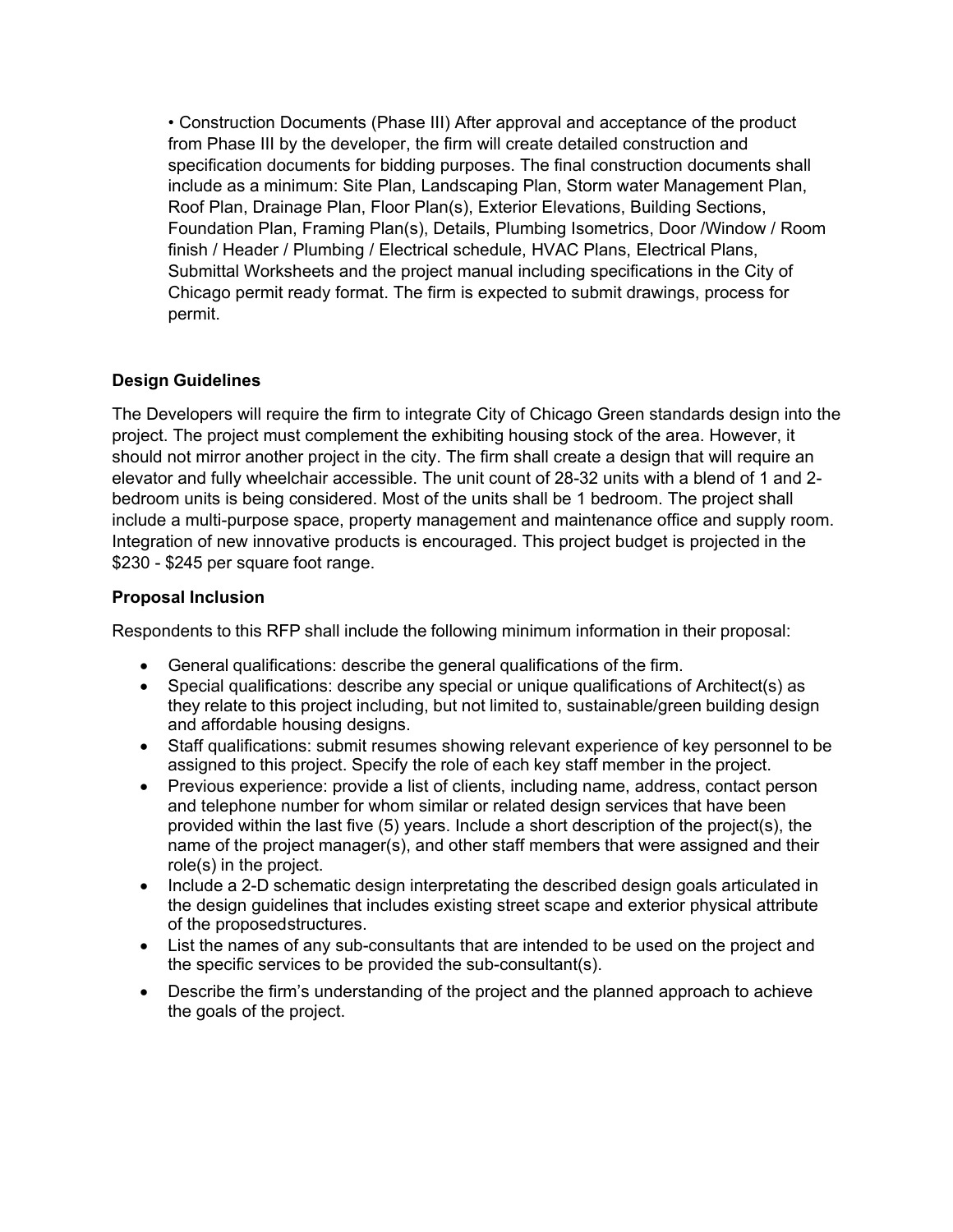- Construction Documents (Phase III) After approval and acceptance of the product from Phase III by the developer, the firm will create detailed construction and specification documents for bidding purposes. The final construction documents shall include as a minimum: Site Plan, Landscaping Plan, Storm water Management Plan, Roof Plan, Drainage Plan, Floor Plan(s), Exterior Elevations, Building Sections, Foundation Plan, Framing Plan(s), Details, Plumbing Isometrics, Door /Window / Room finish / Header / Plumbing / Electrical schedule, HVAC Plans, Electrical Plans, Submittal Worksheets and the project manual including specifications in the City of Chicago permit ready format. The firm is expected to submit drawings, process for permit.

**Design Guidelines**

The Developers will require the firm to integrate City of Chicago Green standards design into the project. The project must complement the exhibiting housing stock of the area. However, it should not mirror another project in the city. The firm shall create a design that will require an elevator and fully wheelchair accessible. The unit count of 28-32 units with a blend of 1 and 2-bedroom units is being considered. Most of the units shall be 1 bedroom. The project shall include a multi-purpose space, property management and maintenance office and supply room. Integration of new innovative products is encouraged. This project budget is projected in the $230 - $245 per square foot range.

**Proposal Inclusion**

Respondents to this RFP shall include the following minimum information in their proposal:

- General qualifications: describe the general qualifications of the firm.
- Special qualifications: describe any special or unique qualifications of Architect(s) as they relate to this project including, but not limited to, sustainable/green building design and affordable housing designs.
- Staff qualifications: submit resumes showing relevant experience of key personnel to be assigned to this project. Specify the role of each key staff member in the project.
- Previous experience: provide a list of clients, including name, address, contact person and telephone number for whom similar or related design services that have been provided within the last five (5) years. Include a short description of the project(s), the name of the project manager(s), and other staff members that were assigned and their role(s) in the project.
- Include a 2-D schematic design interpretating the described design goals articulated in the design guidelines that includes existing street scape and exterior physical attribute of the proposedstructures.
- List the names of any sub-consultants that are intended to be used on the project and the specific services to be provided the sub-consultant(s).
- Describe the firm's understanding of the project and the planned approach to achieve the goals of the project.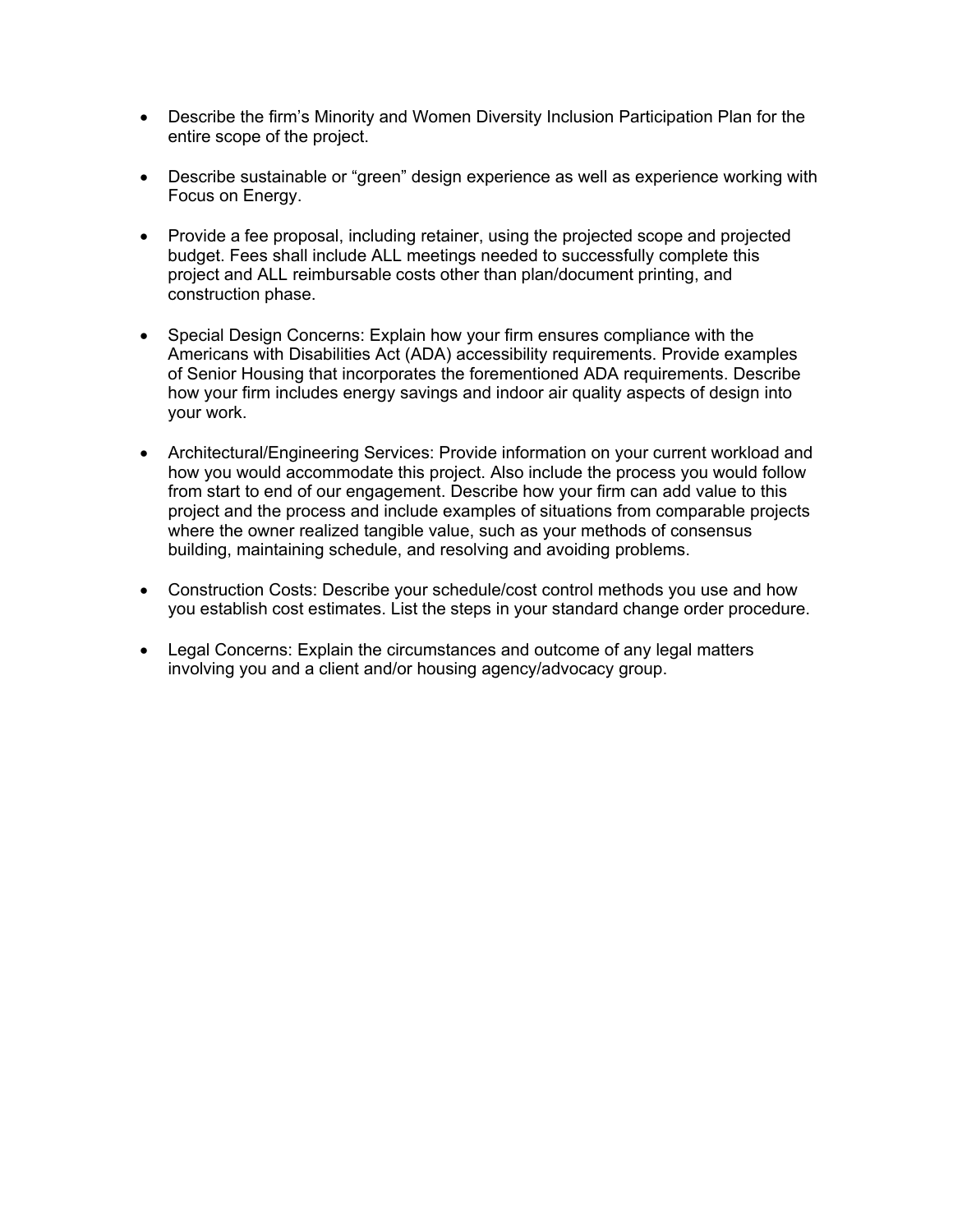- Describe the firm's Minority and Women Diversity Inclusion Participation Plan for the entire scope of the project.

- Describe sustainable or "green" design experience as well as experience working with Focus on Energy.

- Provide a fee proposal, including retainer, using the projected scope and projected budget. Fees shall include ALL meetings needed to successfully complete this project and ALL reimbursable costs other than plan/document printing, and construction phase.

- Special Design Concerns: Explain how your firm ensures compliance with the Americans with Disabilities Act (ADA) accessibility requirements. Provide examples of Senior Housing that incorporates the forementioned ADA requirements. Describe how your firm includes energy savings and indoor air quality aspects of design into your work.

- Architectural/Engineering Services: Provide information on your current workload and how you would accommodate this project. Also include the process you would follow from start to end of our engagement. Describe how your firm can add value to this project and the process and include examples of situations from comparable projects where the owner realized tangible value, such as your methods of consensus building, maintaining schedule, and resolving and avoiding problems.

- Construction Costs: Describe your schedule/cost control methods you use and how you establish cost estimates. List the steps in your standard change order procedure.

- Legal Concerns: Explain the circumstances and outcome of any legal matters involving you and a client and/or housing agency/advocacy group.